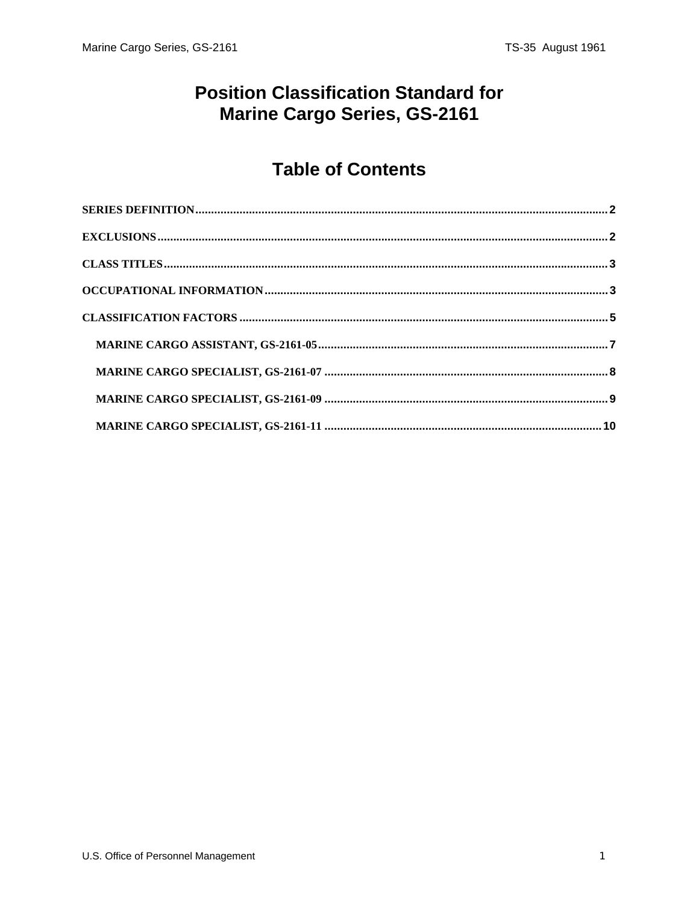# Position Classification Standard for Marine Cargo Series, GS-2161

## Table of Contents

SERIES DEFINITION.................................................................................................................................2

EXCLUSIONS.............................................................................................................................................2

CLASS TITLES...........................................................................................................................................3

OCCUPATIONAL INFORMATION...........................................................................................................3

CLASSIFICATION FACTORS ....................................................................................................................5

- MARINE CARGO ASSISTANT, GS-2161-05...........................................................................................7
- MARINE CARGO SPECIALIST, GS-2161-07 .........................................................................................8
- MARINE CARGO SPECIALIST, GS-2161-09 .........................................................................................9
- MARINE CARGO SPECIALIST, GS-2161-11 .......................................................................................10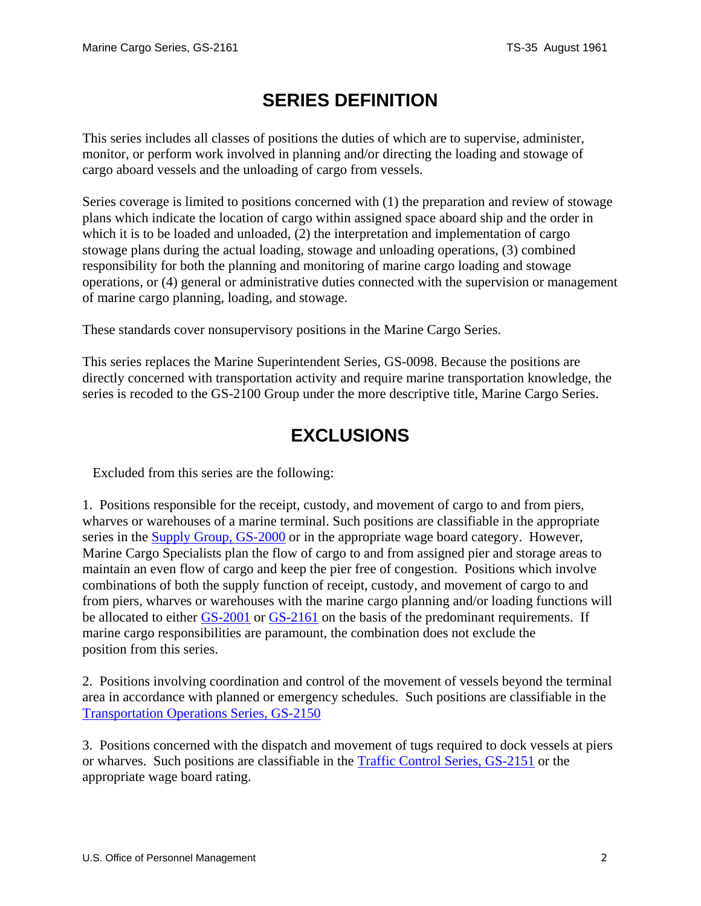# SERIES DEFINITION

This series includes all classes of positions the duties of which are to supervise, administer, monitor, or perform work involved in planning and/or directing the loading and stowage of cargo aboard vessels and the unloading of cargo from vessels.

Series coverage is limited to positions concerned with (1) the preparation and review of stowage plans which indicate the location of cargo within assigned space aboard ship and the order in which it is to be loaded and unloaded, (2) the interpretation and implementation of cargo stowage plans during the actual loading, stowage and unloading operations, (3) combined responsibility for both the planning and monitoring of marine cargo loading and stowage operations, or (4) general or administrative duties connected with the supervision or management of marine cargo planning, loading, and stowage.

These standards cover nonsupervisory positions in the Marine Cargo Series.

This series replaces the Marine Superintendent Series, GS-0098. Because the positions are directly concerned with transportation activity and require marine transportation knowledge, the series is recoded to the GS-2100 Group under the more descriptive title, Marine Cargo Series.

# EXCLUSIONS

Excluded from this series are the following:

1. Positions responsible for the receipt, custody, and movement of cargo to and from piers, wharves or warehouses of a marine terminal. Such positions are classifiable in the appropriate series in the Supply Group, GS-2000 or in the appropriate wage board category. However, Marine Cargo Specialists plan the flow of cargo to and from assigned pier and storage areas to maintain an even flow of cargo and keep the pier free of congestion. Positions which involve combinations of both the supply function of receipt, custody, and movement of cargo to and from piers, wharves or warehouses with the marine cargo planning and/or loading functions will be allocated to either GS-2001 or GS-2161 on the basis of the predominant requirements. If marine cargo responsibilities are paramount, the combination does not exclude the position from this series.

2. Positions involving coordination and control of the movement of vessels beyond the terminal area in accordance with planned or emergency schedules. Such positions are classifiable in the Transportation Operations Series, GS-2150

3. Positions concerned with the dispatch and movement of tugs required to dock vessels at piers or wharves. Such positions are classifiable in the Traffic Control Series, GS-2151 or the appropriate wage board rating.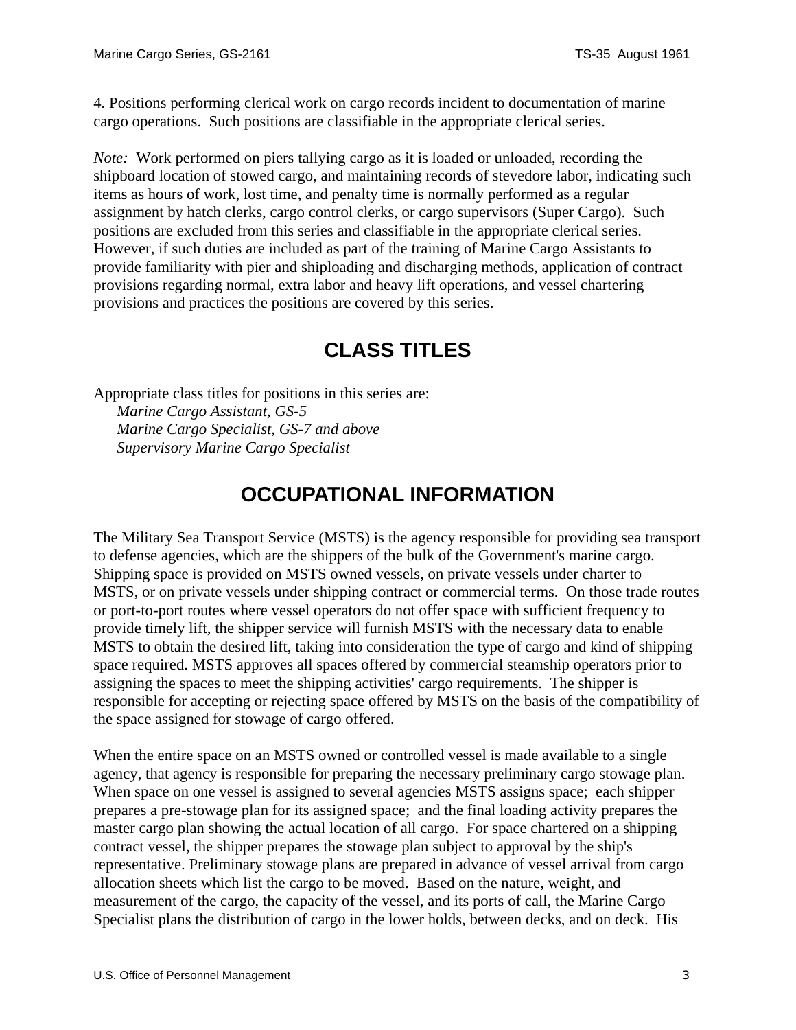4. Positions performing clerical work on cargo records incident to documentation of marine cargo operations. Such positions are classifiable in the appropriate clerical series.

*Note:* Work performed on piers tallying cargo as it is loaded or unloaded, recording the shipboard location of stowed cargo, and maintaining records of stevedore labor, indicating such items as hours of work, lost time, and penalty time is normally performed as a regular assignment by hatch clerks, cargo control clerks, or cargo supervisors (Super Cargo). Such positions are excluded from this series and classifiable in the appropriate clerical series. However, if such duties are included as part of the training of Marine Cargo Assistants to provide familiarity with pier and shiploading and discharging methods, application of contract provisions regarding normal, extra labor and heavy lift operations, and vessel chartering provisions and practices the positions are covered by this series.

## CLASS TITLES

Appropriate class titles for positions in this series are:

*Marine Cargo Assistant, GS-5*
*Marine Cargo Specialist, GS-7 and above*
*Supervisory Marine Cargo Specialist*

## OCCUPATIONAL INFORMATION

The Military Sea Transport Service (MSTS) is the agency responsible for providing sea transport to defense agencies, which are the shippers of the bulk of the Government's marine cargo. Shipping space is provided on MSTS owned vessels, on private vessels under charter to MSTS, or on private vessels under shipping contract or commercial terms. On those trade routes or port-to-port routes where vessel operators do not offer space with sufficient frequency to provide timely lift, the shipper service will furnish MSTS with the necessary data to enable MSTS to obtain the desired lift, taking into consideration the type of cargo and kind of shipping space required. MSTS approves all spaces offered by commercial steamship operators prior to assigning the spaces to meet the shipping activities' cargo requirements. The shipper is responsible for accepting or rejecting space offered by MSTS on the basis of the compatibility of the space assigned for stowage of cargo offered.

When the entire space on an MSTS owned or controlled vessel is made available to a single agency, that agency is responsible for preparing the necessary preliminary cargo stowage plan. When space on one vessel is assigned to several agencies MSTS assigns space; each shipper prepares a pre-stowage plan for its assigned space; and the final loading activity prepares the master cargo plan showing the actual location of all cargo. For space chartered on a shipping contract vessel, the shipper prepares the stowage plan subject to approval by the ship's representative. Preliminary stowage plans are prepared in advance of vessel arrival from cargo allocation sheets which list the cargo to be moved. Based on the nature, weight, and measurement of the cargo, the capacity of the vessel, and its ports of call, the Marine Cargo Specialist plans the distribution of cargo in the lower holds, between decks, and on deck. His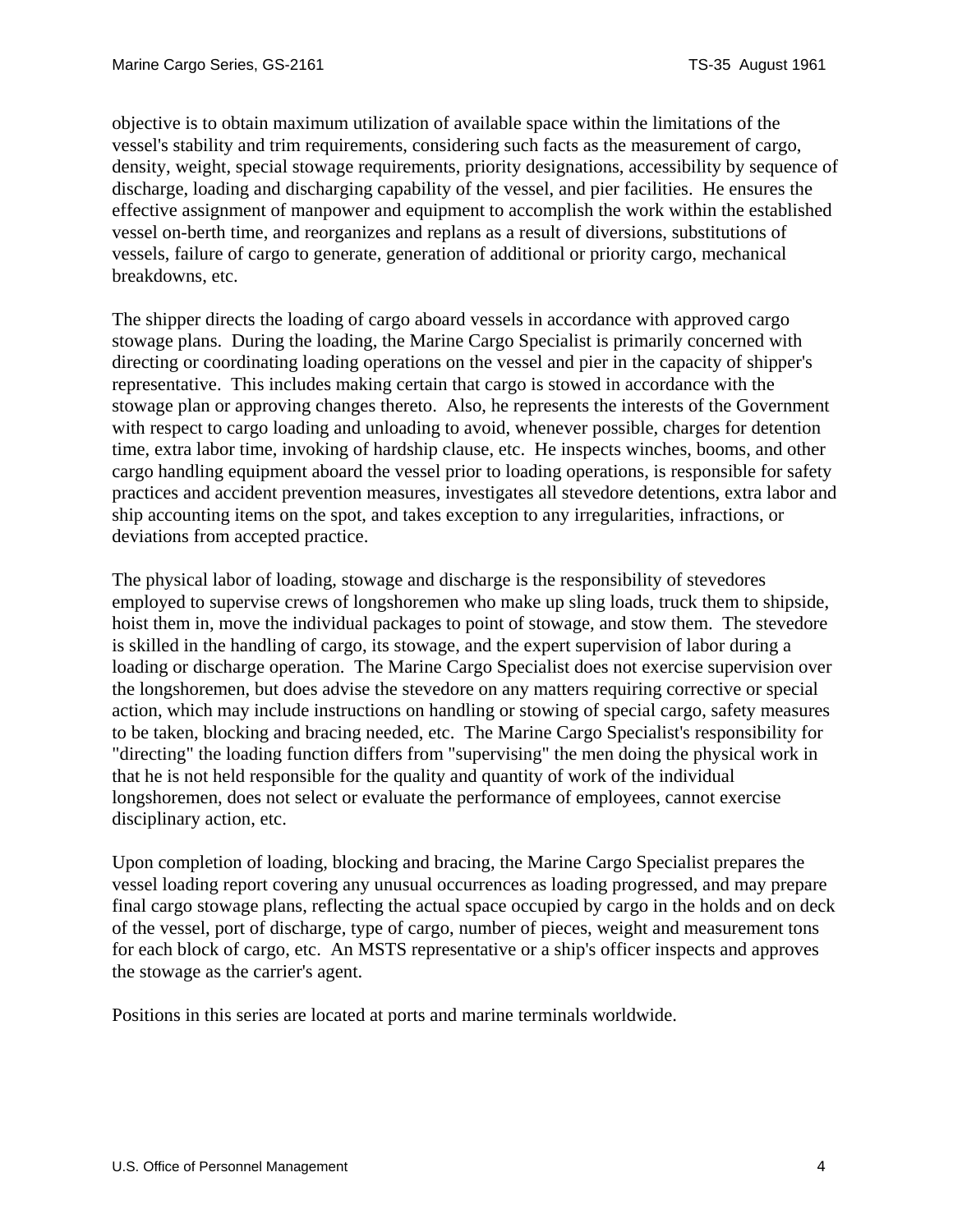objective is to obtain maximum utilization of available space within the limitations of the vessel's stability and trim requirements, considering such facts as the measurement of cargo, density, weight, special stowage requirements, priority designations, accessibility by sequence of discharge, loading and discharging capability of the vessel, and pier facilities. He ensures the effective assignment of manpower and equipment to accomplish the work within the established vessel on-berth time, and reorganizes and replans as a result of diversions, substitutions of vessels, failure of cargo to generate, generation of additional or priority cargo, mechanical breakdowns, etc.

The shipper directs the loading of cargo aboard vessels in accordance with approved cargo stowage plans. During the loading, the Marine Cargo Specialist is primarily concerned with directing or coordinating loading operations on the vessel and pier in the capacity of shipper's representative. This includes making certain that cargo is stowed in accordance with the stowage plan or approving changes thereto. Also, he represents the interests of the Government with respect to cargo loading and unloading to avoid, whenever possible, charges for detention time, extra labor time, invoking of hardship clause, etc. He inspects winches, booms, and other cargo handling equipment aboard the vessel prior to loading operations, is responsible for safety practices and accident prevention measures, investigates all stevedore detentions, extra labor and ship accounting items on the spot, and takes exception to any irregularities, infractions, or deviations from accepted practice.

The physical labor of loading, stowage and discharge is the responsibility of stevedores employed to supervise crews of longshoremen who make up sling loads, truck them to shipside, hoist them in, move the individual packages to point of stowage, and stow them. The stevedore is skilled in the handling of cargo, its stowage, and the expert supervision of labor during a loading or discharge operation. The Marine Cargo Specialist does not exercise supervision over the longshoremen, but does advise the stevedore on any matters requiring corrective or special action, which may include instructions on handling or stowing of special cargo, safety measures to be taken, blocking and bracing needed, etc. The Marine Cargo Specialist's responsibility for "directing" the loading function differs from "supervising" the men doing the physical work in that he is not held responsible for the quality and quantity of work of the individual longshoremen, does not select or evaluate the performance of employees, cannot exercise disciplinary action, etc.

Upon completion of loading, blocking and bracing, the Marine Cargo Specialist prepares the vessel loading report covering any unusual occurrences as loading progressed, and may prepare final cargo stowage plans, reflecting the actual space occupied by cargo in the holds and on deck of the vessel, port of discharge, type of cargo, number of pieces, weight and measurement tons for each block of cargo, etc. An MSTS representative or a ship's officer inspects and approves the stowage as the carrier's agent.

Positions in this series are located at ports and marine terminals worldwide.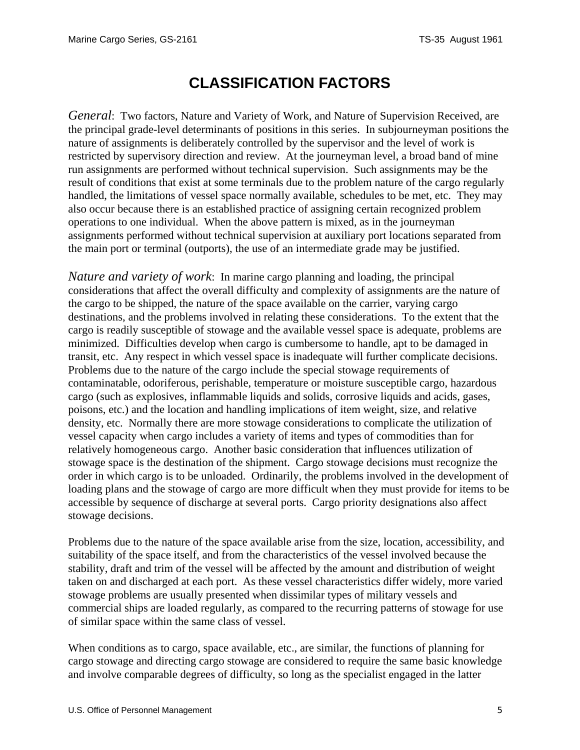# CLASSIFICATION FACTORS

*General*: Two factors, Nature and Variety of Work, and Nature of Supervision Received, are the principal grade-level determinants of positions in this series. In subjourneyman positions the nature of assignments is deliberately controlled by the supervisor and the level of work is restricted by supervisory direction and review. At the journeyman level, a broad band of mine run assignments are performed without technical supervision. Such assignments may be the result of conditions that exist at some terminals due to the problem nature of the cargo regularly handled, the limitations of vessel space normally available, schedules to be met, etc. They may also occur because there is an established practice of assigning certain recognized problem operations to one individual. When the above pattern is mixed, as in the journeyman assignments performed without technical supervision at auxiliary port locations separated from the main port or terminal (outports), the use of an intermediate grade may be justified.

*Nature and variety of work*: In marine cargo planning and loading, the principal considerations that affect the overall difficulty and complexity of assignments are the nature of the cargo to be shipped, the nature of the space available on the carrier, varying cargo destinations, and the problems involved in relating these considerations. To the extent that the cargo is readily susceptible of stowage and the available vessel space is adequate, problems are minimized. Difficulties develop when cargo is cumbersome to handle, apt to be damaged in transit, etc. Any respect in which vessel space is inadequate will further complicate decisions. Problems due to the nature of the cargo include the special stowage requirements of contaminatable, odoriferous, perishable, temperature or moisture susceptible cargo, hazardous cargo (such as explosives, inflammable liquids and solids, corrosive liquids and acids, gases, poisons, etc.) and the location and handling implications of item weight, size, and relative density, etc. Normally there are more stowage considerations to complicate the utilization of vessel capacity when cargo includes a variety of items and types of commodities than for relatively homogeneous cargo. Another basic consideration that influences utilization of stowage space is the destination of the shipment. Cargo stowage decisions must recognize the order in which cargo is to be unloaded. Ordinarily, the problems involved in the development of loading plans and the stowage of cargo are more difficult when they must provide for items to be accessible by sequence of discharge at several ports. Cargo priority designations also affect stowage decisions.

Problems due to the nature of the space available arise from the size, location, accessibility, and suitability of the space itself, and from the characteristics of the vessel involved because the stability, draft and trim of the vessel will be affected by the amount and distribution of weight taken on and discharged at each port. As these vessel characteristics differ widely, more varied stowage problems are usually presented when dissimilar types of military vessels and commercial ships are loaded regularly, as compared to the recurring patterns of stowage for use of similar space within the same class of vessel.

When conditions as to cargo, space available, etc., are similar, the functions of planning for cargo stowage and directing cargo stowage are considered to require the same basic knowledge and involve comparable degrees of difficulty, so long as the specialist engaged in the latter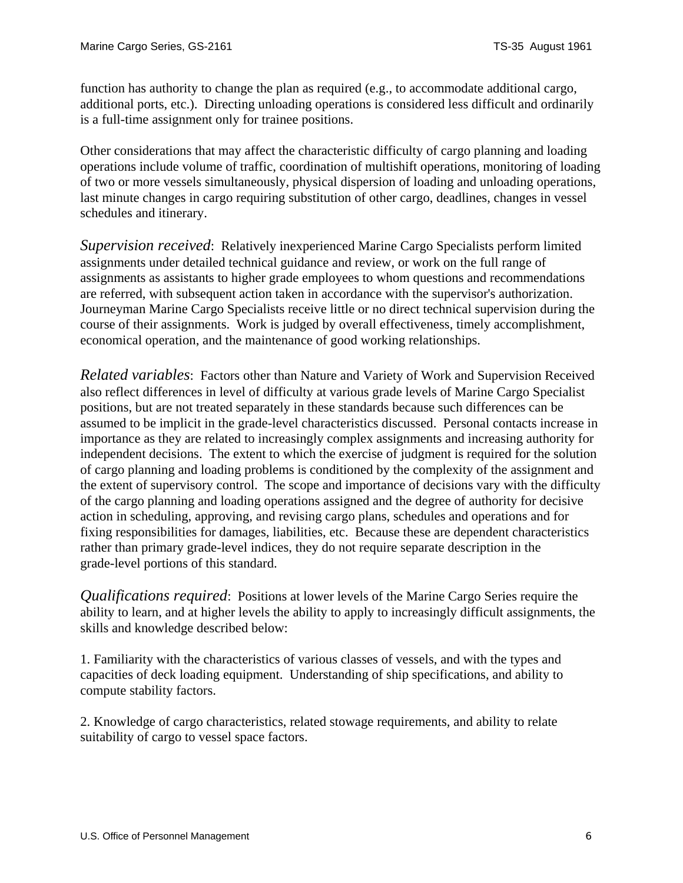function has authority to change the plan as required (e.g., to accommodate additional cargo, additional ports, etc.). Directing unloading operations is considered less difficult and ordinarily is a full-time assignment only for trainee positions.

Other considerations that may affect the characteristic difficulty of cargo planning and loading operations include volume of traffic, coordination of multishift operations, monitoring of loading of two or more vessels simultaneously, physical dispersion of loading and unloading operations, last minute changes in cargo requiring substitution of other cargo, deadlines, changes in vessel schedules and itinerary.

*Supervision received*: Relatively inexperienced Marine Cargo Specialists perform limited assignments under detailed technical guidance and review, or work on the full range of assignments as assistants to higher grade employees to whom questions and recommendations are referred, with subsequent action taken in accordance with the supervisor's authorization. Journeyman Marine Cargo Specialists receive little or no direct technical supervision during the course of their assignments. Work is judged by overall effectiveness, timely accomplishment, economical operation, and the maintenance of good working relationships.

*Related variables*: Factors other than Nature and Variety of Work and Supervision Received also reflect differences in level of difficulty at various grade levels of Marine Cargo Specialist positions, but are not treated separately in these standards because such differences can be assumed to be implicit in the grade-level characteristics discussed. Personal contacts increase in importance as they are related to increasingly complex assignments and increasing authority for independent decisions. The extent to which the exercise of judgment is required for the solution of cargo planning and loading problems is conditioned by the complexity of the assignment and the extent of supervisory control. The scope and importance of decisions vary with the difficulty of the cargo planning and loading operations assigned and the degree of authority for decisive action in scheduling, approving, and revising cargo plans, schedules and operations and for fixing responsibilities for damages, liabilities, etc. Because these are dependent characteristics rather than primary grade-level indices, they do not require separate description in the grade-level portions of this standard.

*Qualifications required*: Positions at lower levels of the Marine Cargo Series require the ability to learn, and at higher levels the ability to apply to increasingly difficult assignments, the skills and knowledge described below:

1. Familiarity with the characteristics of various classes of vessels, and with the types and capacities of deck loading equipment. Understanding of ship specifications, and ability to compute stability factors.

2. Knowledge of cargo characteristics, related stowage requirements, and ability to relate suitability of cargo to vessel space factors.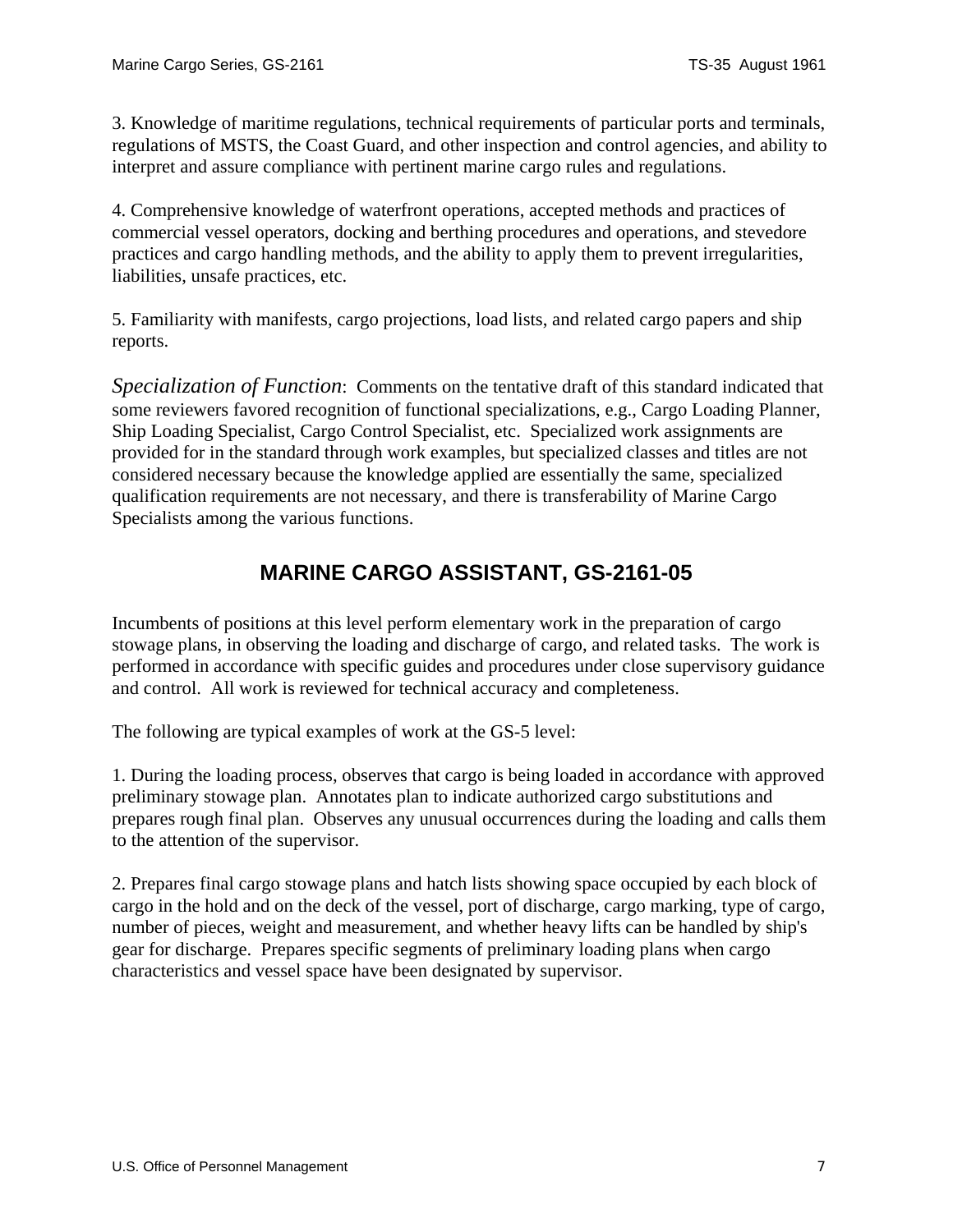3. Knowledge of maritime regulations, technical requirements of particular ports and terminals, regulations of MSTS, the Coast Guard, and other inspection and control agencies, and ability to interpret and assure compliance with pertinent marine cargo rules and regulations.

4. Comprehensive knowledge of waterfront operations, accepted methods and practices of commercial vessel operators, docking and berthing procedures and operations, and stevedore practices and cargo handling methods, and the ability to apply them to prevent irregularities, liabilities, unsafe practices, etc.

5. Familiarity with manifests, cargo projections, load lists, and related cargo papers and ship reports.

*Specialization of Function*: Comments on the tentative draft of this standard indicated that some reviewers favored recognition of functional specializations, e.g., Cargo Loading Planner, Ship Loading Specialist, Cargo Control Specialist, etc. Specialized work assignments are provided for in the standard through work examples, but specialized classes and titles are not considered necessary because the knowledge applied are essentially the same, specialized qualification requirements are not necessary, and there is transferability of Marine Cargo Specialists among the various functions.

## MARINE CARGO ASSISTANT, GS-2161-05

Incumbents of positions at this level perform elementary work in the preparation of cargo stowage plans, in observing the loading and discharge of cargo, and related tasks. The work is performed in accordance with specific guides and procedures under close supervisory guidance and control. All work is reviewed for technical accuracy and completeness.

The following are typical examples of work at the GS-5 level:

1. During the loading process, observes that cargo is being loaded in accordance with approved preliminary stowage plan. Annotates plan to indicate authorized cargo substitutions and prepares rough final plan. Observes any unusual occurrences during the loading and calls them to the attention of the supervisor.

2. Prepares final cargo stowage plans and hatch lists showing space occupied by each block of cargo in the hold and on the deck of the vessel, port of discharge, cargo marking, type of cargo, number of pieces, weight and measurement, and whether heavy lifts can be handled by ship's gear for discharge. Prepares specific segments of preliminary loading plans when cargo characteristics and vessel space have been designated by supervisor.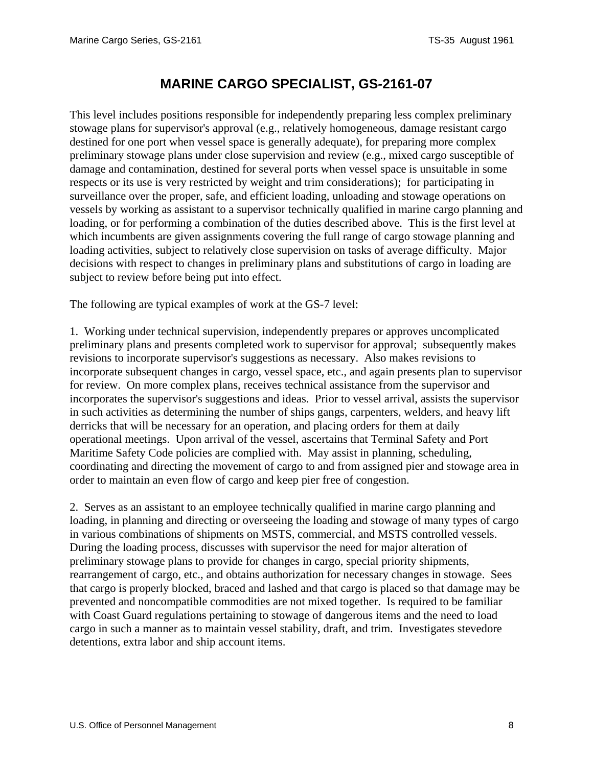# MARINE CARGO SPECIALIST, GS-2161-07

This level includes positions responsible for independently preparing less complex preliminary stowage plans for supervisor's approval (e.g., relatively homogeneous, damage resistant cargo destined for one port when vessel space is generally adequate), for preparing more complex preliminary stowage plans under close supervision and review (e.g., mixed cargo susceptible of damage and contamination, destined for several ports when vessel space is unsuitable in some respects or its use is very restricted by weight and trim considerations); for participating in surveillance over the proper, safe, and efficient loading, unloading and stowage operations on vessels by working as assistant to a supervisor technically qualified in marine cargo planning and loading, or for performing a combination of the duties described above. This is the first level at which incumbents are given assignments covering the full range of cargo stowage planning and loading activities, subject to relatively close supervision on tasks of average difficulty. Major decisions with respect to changes in preliminary plans and substitutions of cargo in loading are subject to review before being put into effect.

The following are typical examples of work at the GS-7 level:

1. Working under technical supervision, independently prepares or approves uncomplicated preliminary plans and presents completed work to supervisor for approval; subsequently makes revisions to incorporate supervisor's suggestions as necessary. Also makes revisions to incorporate subsequent changes in cargo, vessel space, etc., and again presents plan to supervisor for review. On more complex plans, receives technical assistance from the supervisor and incorporates the supervisor's suggestions and ideas. Prior to vessel arrival, assists the supervisor in such activities as determining the number of ships gangs, carpenters, welders, and heavy lift derricks that will be necessary for an operation, and placing orders for them at daily operational meetings. Upon arrival of the vessel, ascertains that Terminal Safety and Port Maritime Safety Code policies are complied with. May assist in planning, scheduling, coordinating and directing the movement of cargo to and from assigned pier and stowage area in order to maintain an even flow of cargo and keep pier free of congestion.

2. Serves as an assistant to an employee technically qualified in marine cargo planning and loading, in planning and directing or overseeing the loading and stowage of many types of cargo in various combinations of shipments on MSTS, commercial, and MSTS controlled vessels. During the loading process, discusses with supervisor the need for major alteration of preliminary stowage plans to provide for changes in cargo, special priority shipments, rearrangement of cargo, etc., and obtains authorization for necessary changes in stowage. Sees that cargo is properly blocked, braced and lashed and that cargo is placed so that damage may be prevented and noncompatible commodities are not mixed together. Is required to be familiar with Coast Guard regulations pertaining to stowage of dangerous items and the need to load cargo in such a manner as to maintain vessel stability, draft, and trim. Investigates stevedore detentions, extra labor and ship account items.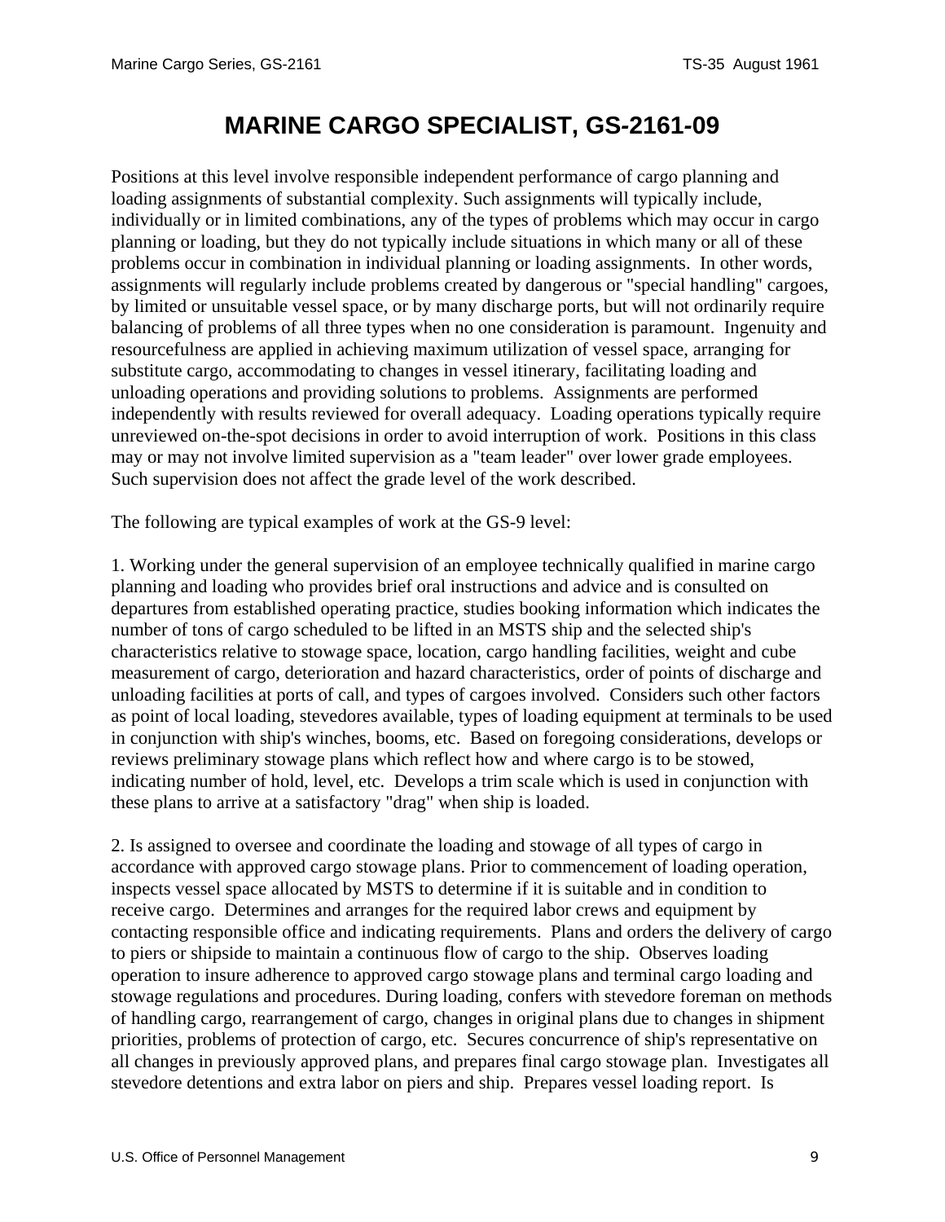# MARINE CARGO SPECIALIST, GS-2161-09

Positions at this level involve responsible independent performance of cargo planning and loading assignments of substantial complexity. Such assignments will typically include, individually or in limited combinations, any of the types of problems which may occur in cargo planning or loading, but they do not typically include situations in which many or all of these problems occur in combination in individual planning or loading assignments. In other words, assignments will regularly include problems created by dangerous or "special handling" cargoes, by limited or unsuitable vessel space, or by many discharge ports, but will not ordinarily require balancing of problems of all three types when no one consideration is paramount. Ingenuity and resourcefulness are applied in achieving maximum utilization of vessel space, arranging for substitute cargo, accommodating to changes in vessel itinerary, facilitating loading and unloading operations and providing solutions to problems. Assignments are performed independently with results reviewed for overall adequacy. Loading operations typically require unreviewed on-the-spot decisions in order to avoid interruption of work. Positions in this class may or may not involve limited supervision as a "team leader" over lower grade employees. Such supervision does not affect the grade level of the work described.

The following are typical examples of work at the GS-9 level:

1. Working under the general supervision of an employee technically qualified in marine cargo planning and loading who provides brief oral instructions and advice and is consulted on departures from established operating practice, studies booking information which indicates the number of tons of cargo scheduled to be lifted in an MSTS ship and the selected ship's characteristics relative to stowage space, location, cargo handling facilities, weight and cube measurement of cargo, deterioration and hazard characteristics, order of points of discharge and unloading facilities at ports of call, and types of cargoes involved. Considers such other factors as point of local loading, stevedores available, types of loading equipment at terminals to be used in conjunction with ship's winches, booms, etc. Based on foregoing considerations, develops or reviews preliminary stowage plans which reflect how and where cargo is to be stowed, indicating number of hold, level, etc. Develops a trim scale which is used in conjunction with these plans to arrive at a satisfactory "drag" when ship is loaded.

2. Is assigned to oversee and coordinate the loading and stowage of all types of cargo in accordance with approved cargo stowage plans. Prior to commencement of loading operation, inspects vessel space allocated by MSTS to determine if it is suitable and in condition to receive cargo. Determines and arranges for the required labor crews and equipment by contacting responsible office and indicating requirements. Plans and orders the delivery of cargo to piers or shipside to maintain a continuous flow of cargo to the ship. Observes loading operation to insure adherence to approved cargo stowage plans and terminal cargo loading and stowage regulations and procedures. During loading, confers with stevedore foreman on methods of handling cargo, rearrangement of cargo, changes in original plans due to changes in shipment priorities, problems of protection of cargo, etc. Secures concurrence of ship's representative on all changes in previously approved plans, and prepares final cargo stowage plan. Investigates all stevedore detentions and extra labor on piers and ship. Prepares vessel loading report. Is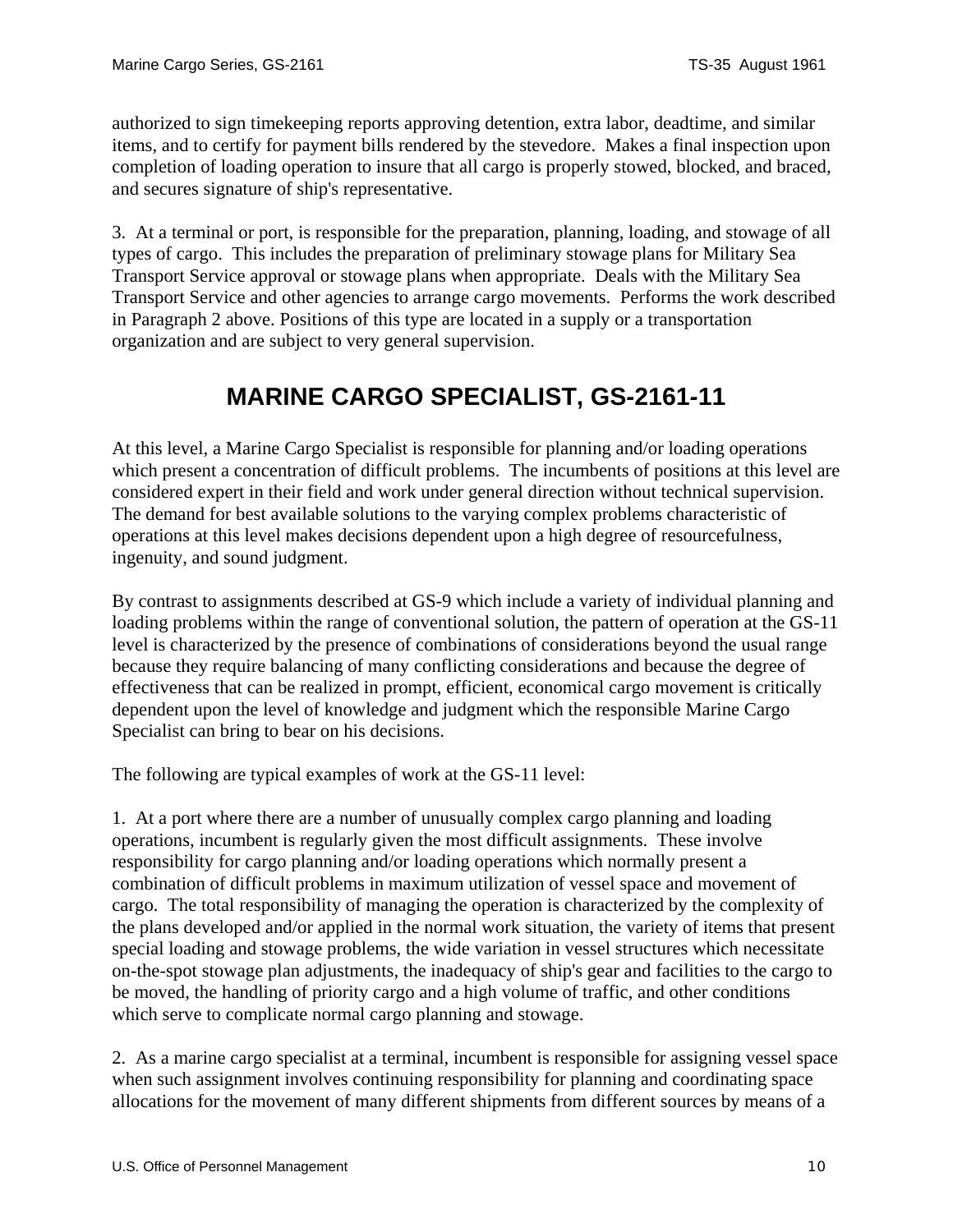authorized to sign timekeeping reports approving detention, extra labor, deadtime, and similar items, and to certify for payment bills rendered by the stevedore. Makes a final inspection upon completion of loading operation to insure that all cargo is properly stowed, blocked, and braced, and secures signature of ship's representative.

3. At a terminal or port, is responsible for the preparation, planning, loading, and stowage of all types of cargo. This includes the preparation of preliminary stowage plans for Military Sea Transport Service approval or stowage plans when appropriate. Deals with the Military Sea Transport Service and other agencies to arrange cargo movements. Performs the work described in Paragraph 2 above. Positions of this type are located in a supply or a transportation organization and are subject to very general supervision.

# MARINE CARGO SPECIALIST, GS-2161-11

At this level, a Marine Cargo Specialist is responsible for planning and/or loading operations which present a concentration of difficult problems. The incumbents of positions at this level are considered expert in their field and work under general direction without technical supervision. The demand for best available solutions to the varying complex problems characteristic of operations at this level makes decisions dependent upon a high degree of resourcefulness, ingenuity, and sound judgment.

By contrast to assignments described at GS-9 which include a variety of individual planning and loading problems within the range of conventional solution, the pattern of operation at the GS-11 level is characterized by the presence of combinations of considerations beyond the usual range because they require balancing of many conflicting considerations and because the degree of effectiveness that can be realized in prompt, efficient, economical cargo movement is critically dependent upon the level of knowledge and judgment which the responsible Marine Cargo Specialist can bring to bear on his decisions.

The following are typical examples of work at the GS-11 level:

1. At a port where there are a number of unusually complex cargo planning and loading operations, incumbent is regularly given the most difficult assignments. These involve responsibility for cargo planning and/or loading operations which normally present a combination of difficult problems in maximum utilization of vessel space and movement of cargo. The total responsibility of managing the operation is characterized by the complexity of the plans developed and/or applied in the normal work situation, the variety of items that present special loading and stowage problems, the wide variation in vessel structures which necessitate on-the-spot stowage plan adjustments, the inadequacy of ship's gear and facilities to the cargo to be moved, the handling of priority cargo and a high volume of traffic, and other conditions which serve to complicate normal cargo planning and stowage.

2. As a marine cargo specialist at a terminal, incumbent is responsible for assigning vessel space when such assignment involves continuing responsibility for planning and coordinating space allocations for the movement of many different shipments from different sources by means of a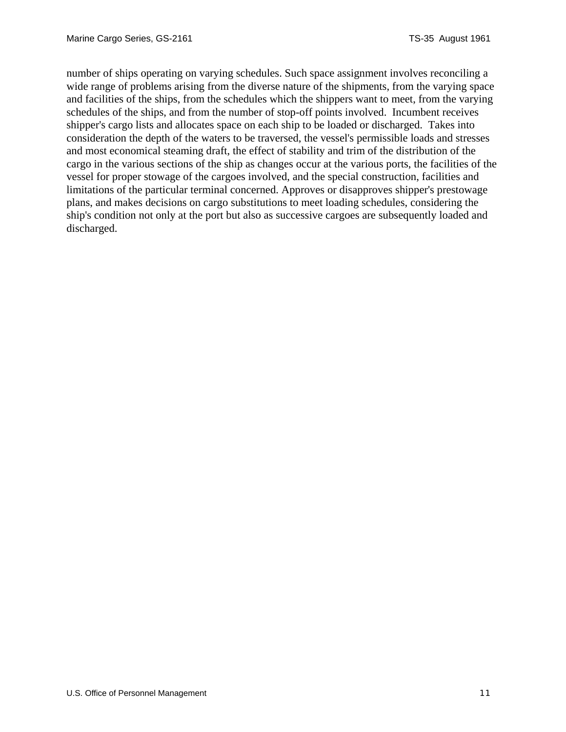number of ships operating on varying schedules. Such space assignment involves reconciling a wide range of problems arising from the diverse nature of the shipments, from the varying space and facilities of the ships, from the schedules which the shippers want to meet, from the varying schedules of the ships, and from the number of stop-off points involved. Incumbent receives shipper's cargo lists and allocates space on each ship to be loaded or discharged. Takes into consideration the depth of the waters to be traversed, the vessel's permissible loads and stresses and most economical steaming draft, the effect of stability and trim of the distribution of the cargo in the various sections of the ship as changes occur at the various ports, the facilities of the vessel for proper stowage of the cargoes involved, and the special construction, facilities and limitations of the particular terminal concerned. Approves or disapproves shipper's prestowage plans, and makes decisions on cargo substitutions to meet loading schedules, considering the ship's condition not only at the port but also as successive cargoes are subsequently loaded and discharged.